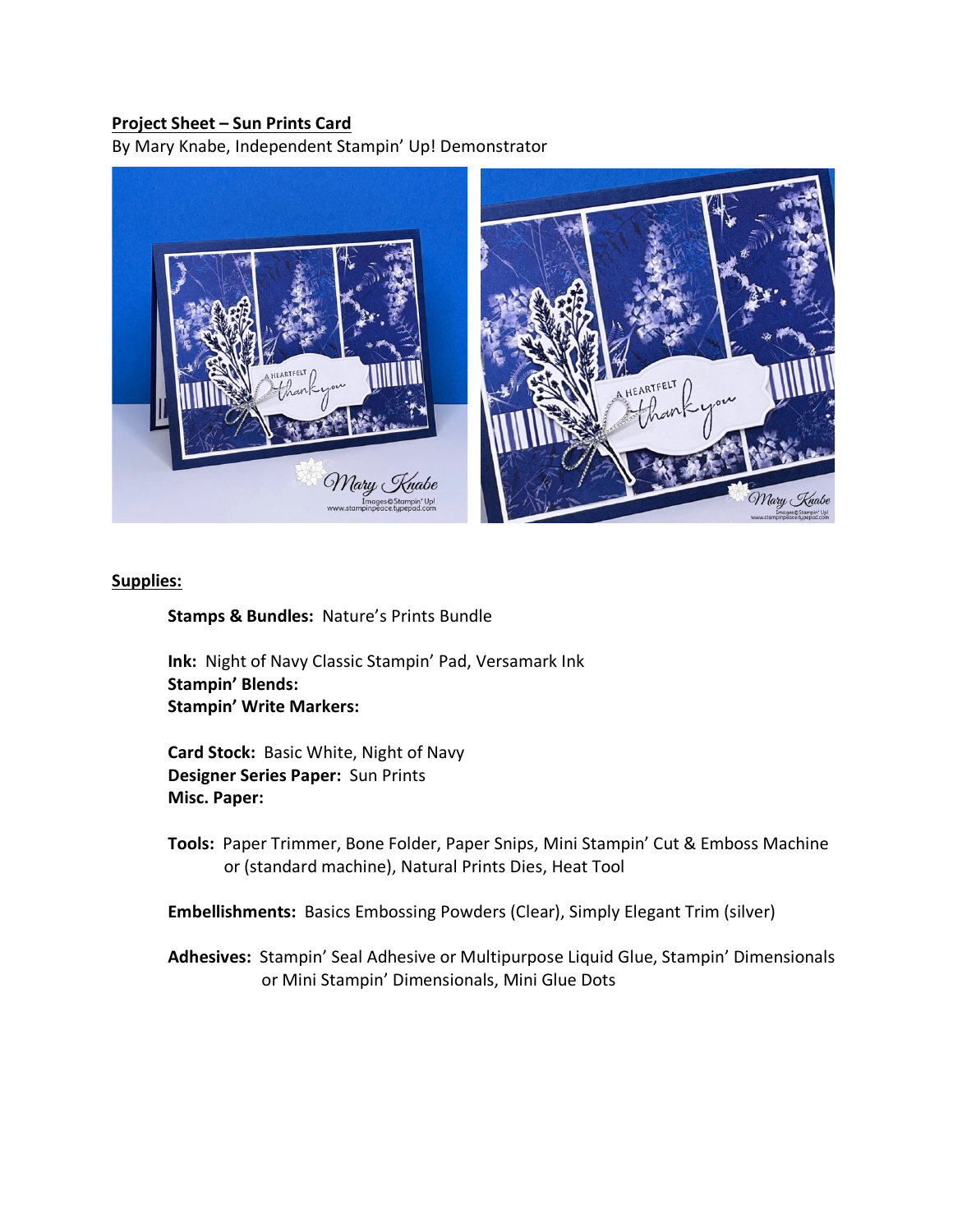**Project Sheet – Sun Prints Card**

By Mary Knabe, Independent Stampin' Up! Demonstrator

**Supplies:**

**Stamps & Bundles:** Nature's Prints Bundle

**Ink:** Night of Navy Classic Stampin' Pad, Versamark Ink
**Stampin' Blends:**
**Stampin' Write Markers:**

**Card Stock:** Basic White, Night of Navy
**Designer Series Paper:** Sun Prints
**Misc. Paper:**

**Tools:** Paper Trimmer, Bone Folder, Paper Snips, Mini Stampin' Cut & Emboss Machine or (standard machine), Natural Prints Dies, Heat Tool

**Embellishments:** Basics Embossing Powders (Clear), Simply Elegant Trim (silver)

**Adhesives:** Stampin' Seal Adhesive or Multipurpose Liquid Glue, Stampin' Dimensionals or Mini Stampin' Dimensionals, Mini Glue Dots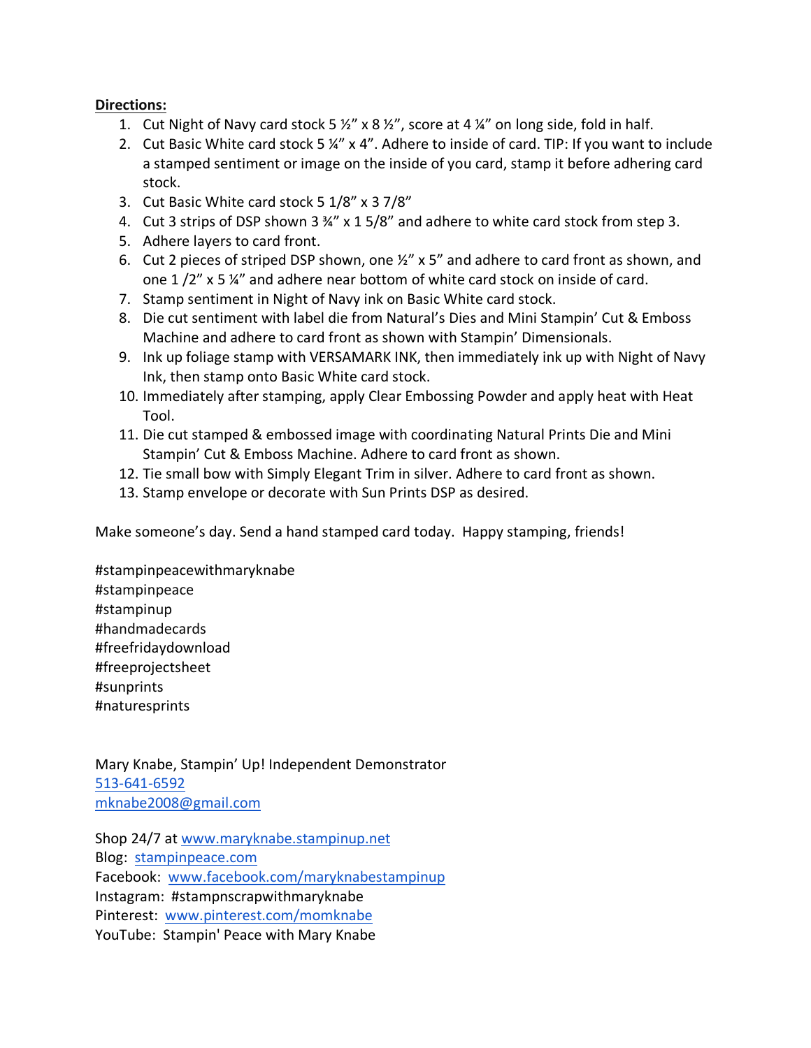**Directions:**

1. Cut Night of Navy card stock 5 ½" x 8 ½", score at 4 ¼" on long side, fold in half.
2. Cut Basic White card stock 5 ¼" x 4". Adhere to inside of card. TIP: If you want to include a stamped sentiment or image on the inside of you card, stamp it before adhering card stock.
3. Cut Basic White card stock 5 1/8" x 3 7/8"
4. Cut 3 strips of DSP shown 3 ¾" x 1 5/8" and adhere to white card stock from step 3.
5. Adhere layers to card front.
6. Cut 2 pieces of striped DSP shown, one ½" x 5" and adhere to card front as shown, and one 1 /2" x 5 ¼" and adhere near bottom of white card stock on inside of card.
7. Stamp sentiment in Night of Navy ink on Basic White card stock.
8. Die cut sentiment with label die from Natural's Dies and Mini Stampin' Cut & Emboss Machine and adhere to card front as shown with Stampin' Dimensionals.
9. Ink up foliage stamp with VERSAMARK INK, then immediately ink up with Night of Navy Ink, then stamp onto Basic White card stock.
10. Immediately after stamping, apply Clear Embossing Powder and apply heat with Heat Tool.
11. Die cut stamped & embossed image with coordinating Natural Prints Die and Mini Stampin' Cut & Emboss Machine. Adhere to card front as shown.
12. Tie small bow with Simply Elegant Trim in silver. Adhere to card front as shown.
13. Stamp envelope or decorate with Sun Prints DSP as desired.

Make someone's day. Send a hand stamped card today. Happy stamping, friends!

#stampinpeacewithmaryknabe
#stampinpeace
#stampinup
#handmadecards
#freefridaydownload
#freeprojectsheet
#sunprints
#naturesprints

Mary Knabe, Stampin' Up! Independent Demonstrator
513-641-6592
mknabe2008@gmail.com

Shop 24/7 at www.maryknabe.stampinup.net
Blog: stampinpeace.com
Facebook: www.facebook.com/maryknabestampinup
Instagram: #stampnscrapwithmaryknabe
Pinterest: www.pinterest.com/momknabe
YouTube: Stampin' Peace with Mary Knabe